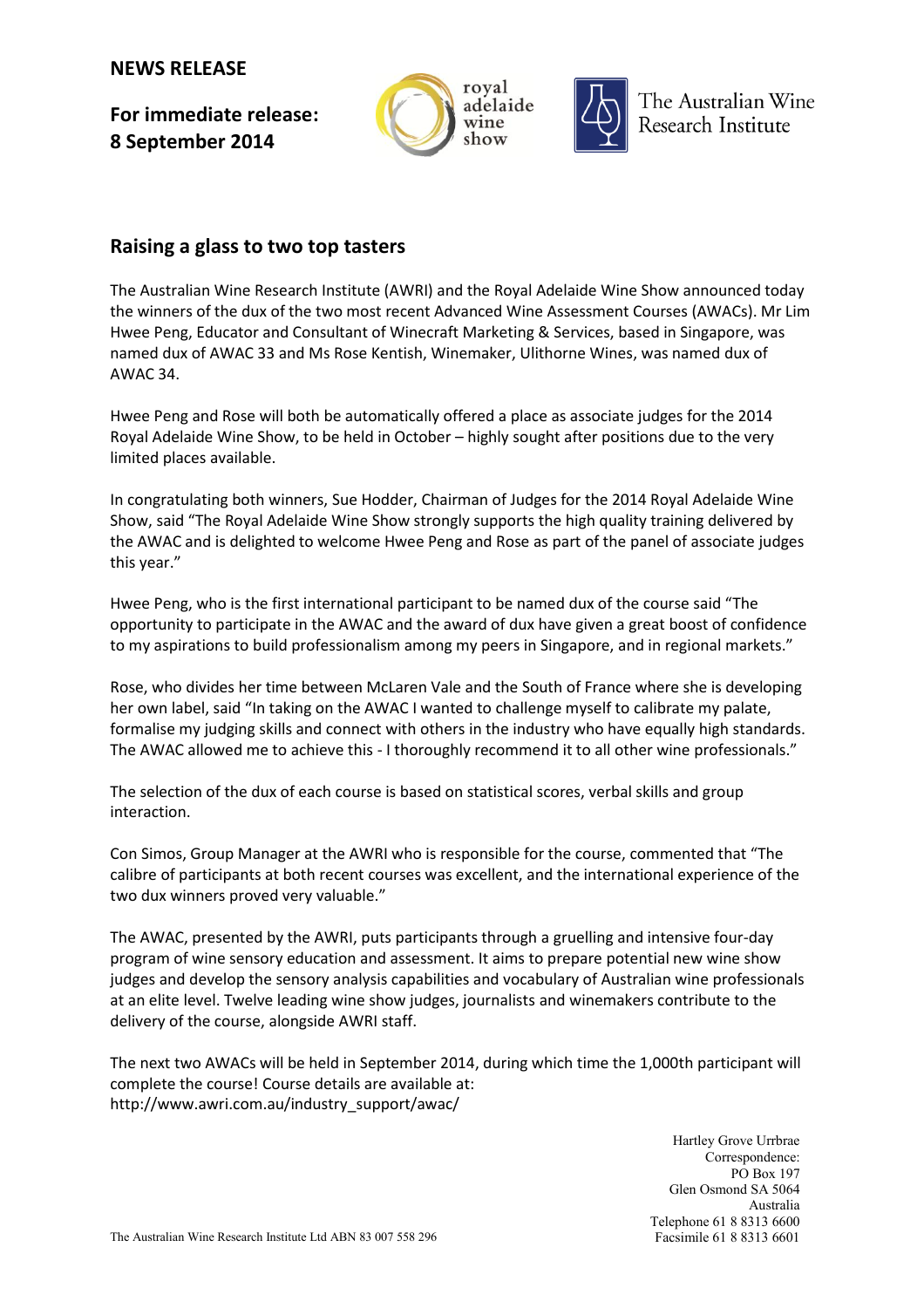**NEWS RELEASE**

**For immediate release:**
**8 September 2014**

royal adelaide wine show

The Australian Wine Research Institute

## Raising a glass to two top tasters

The Australian Wine Research Institute (AWRI) and the Royal Adelaide Wine Show announced today the winners of the dux of the two most recent Advanced Wine Assessment Courses (AWACs). Mr Lim Hwee Peng, Educator and Consultant of Winecraft Marketing & Services, based in Singapore, was named dux of AWAC 33 and Ms Rose Kentish, Winemaker, Ulithorne Wines, was named dux of AWAC 34.

Hwee Peng and Rose will both be automatically offered a place as associate judges for the 2014 Royal Adelaide Wine Show, to be held in October – highly sought after positions due to the very limited places available.

In congratulating both winners, Sue Hodder, Chairman of Judges for the 2014 Royal Adelaide Wine Show, said "The Royal Adelaide Wine Show strongly supports the high quality training delivered by the AWAC and is delighted to welcome Hwee Peng and Rose as part of the panel of associate judges this year."

Hwee Peng, who is the first international participant to be named dux of the course said "The opportunity to participate in the AWAC and the award of dux have given a great boost of confidence to my aspirations to build professionalism among my peers in Singapore, and in regional markets."

Rose, who divides her time between McLaren Vale and the South of France where she is developing her own label, said "In taking on the AWAC I wanted to challenge myself to calibrate my palate, formalise my judging skills and connect with others in the industry who have equally high standards. The AWAC allowed me to achieve this - I thoroughly recommend it to all other wine professionals."

The selection of the dux of each course is based on statistical scores, verbal skills and group interaction.

Con Simos, Group Manager at the AWRI who is responsible for the course, commented that "The calibre of participants at both recent courses was excellent, and the international experience of the two dux winners proved very valuable."

The AWAC, presented by the AWRI, puts participants through a gruelling and intensive four-day program of wine sensory education and assessment. It aims to prepare potential new wine show judges and develop the sensory analysis capabilities and vocabulary of Australian wine professionals at an elite level. Twelve leading wine show judges, journalists and winemakers contribute to the delivery of the course, alongside AWRI staff.

The next two AWACs will be held in September 2014, during which time the 1,000th participant will complete the course! Course details are available at:
http://www.awri.com.au/industry_support/awac/

Hartley Grove Urrbrae
Correspondence:
PO Box 197
Glen Osmond SA 5064
Australia
Telephone 61 8 8313 6600
Facsimile 61 8 8313 6601

The Australian Wine Research Institute Ltd ABN 83 007 558 296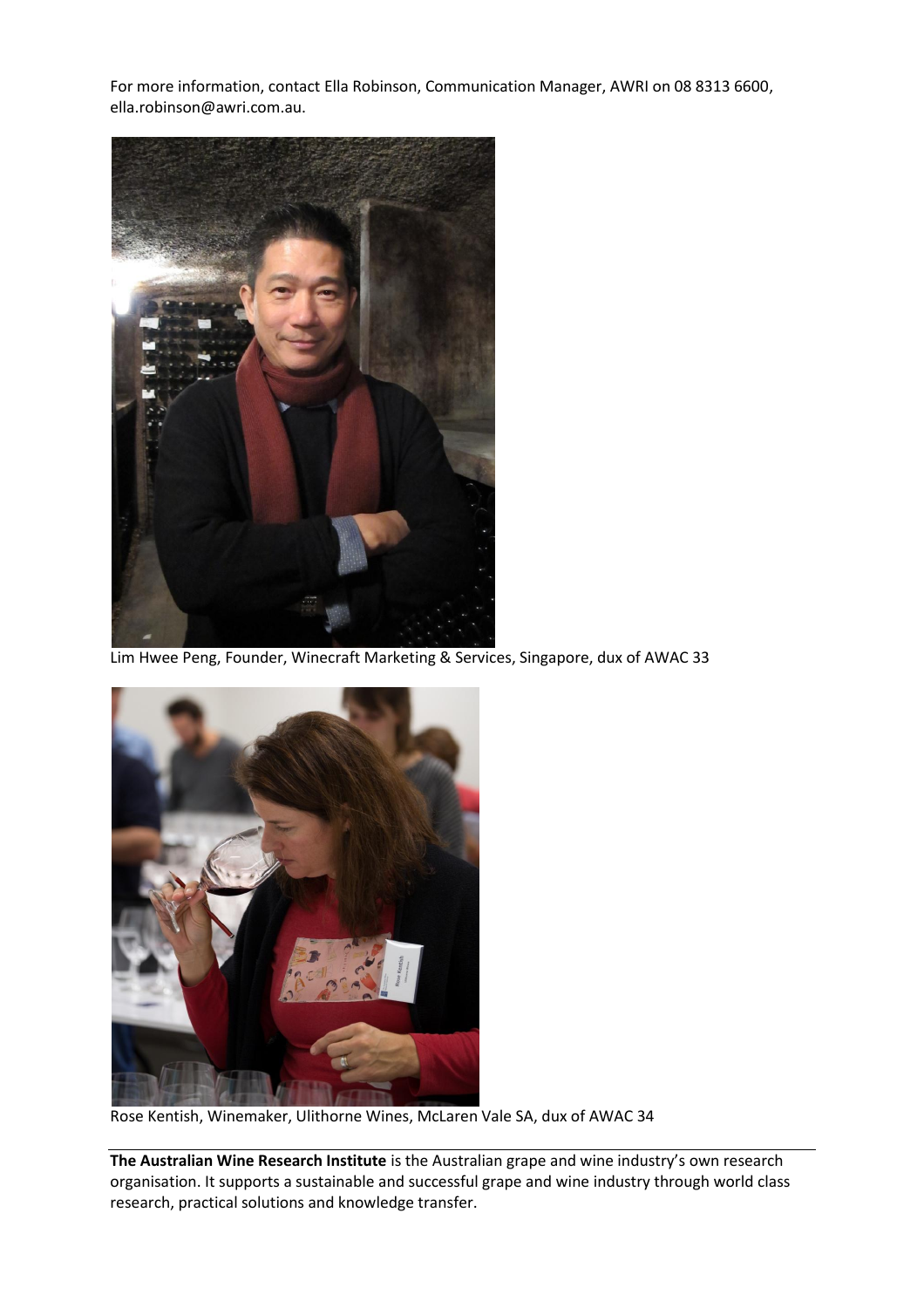For more information, contact Ella Robinson, Communication Manager, AWRI on 08 8313 6600, ella.robinson@awri.com.au.

Lim Hwee Peng, Founder, Winecraft Marketing & Services, Singapore, dux of AWAC 33

Rose Kentish, Winemaker, Ulithorne Wines, McLaren Vale SA, dux of AWAC 34

---

**The Australian Wine Research Institute** is the Australian grape and wine industry's own research organisation. It supports a sustainable and successful grape and wine industry through world class research, practical solutions and knowledge transfer.